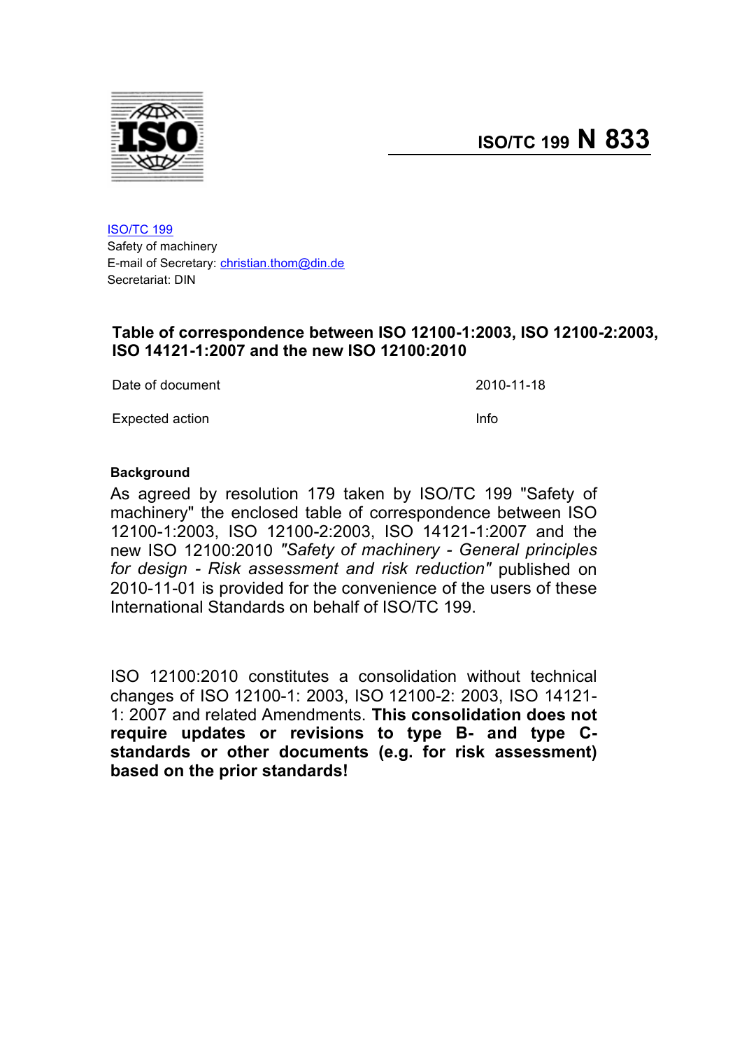# ISO/TC 199 N 833

ISO/TC 199
Safety of machinery
E-mail of Secretary: christian.thom@din.de
Secretariat: DIN

## Table of correspondence between ISO 12100-1:2003, ISO 12100-2:2003, ISO 14121-1:2007 and the new ISO 12100:2010

| | |
|---|---|
| Date of document | 2010-11-18 |
| Expected action | Info |

### Background

As agreed by resolution 179 taken by ISO/TC 199 "Safety of machinery" the enclosed table of correspondence between ISO 12100-1:2003, ISO 12100-2:2003, ISO 14121-1:2007 and the new ISO 12100:2010 *"Safety of machinery - General principles for design - Risk assessment and risk reduction"* published on 2010-11-01 is provided for the convenience of the users of these International Standards on behalf of ISO/TC 199.

ISO 12100:2010 constitutes a consolidation without technical changes of ISO 12100-1: 2003, ISO 12100-2: 2003, ISO 14121-1: 2007 and related Amendments. **This consolidation does not require updates or revisions to type B- and type C-standards or other documents (e.g. for risk assessment) based on the prior standards!**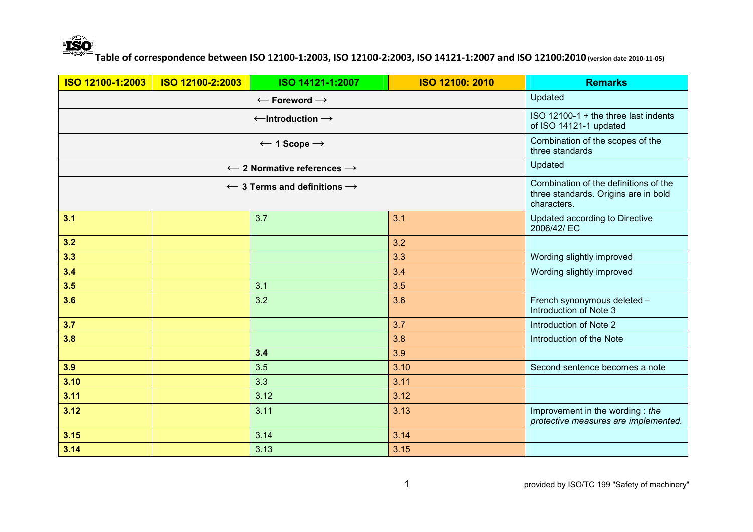**Table of correspondence between ISO 12100-1:2003, ISO 12100-2:2003, ISO 14121-1:2007 and ISO 12100:2010** (version date 2010-11-05)

| ISO 12100-1:2003 | ISO 12100-2:2003 | ISO 14121-1:2007 | ISO 12100: 2010 | Remarks |
|---|---|---|---|---|
| ⟵ Foreword ⟶ | | | | Updated |
| ⟵Introduction ⟶ | | | | ISO 12100-1 + the three last indents of ISO 14121-1 updated |
| ⟵ 1 Scope ⟶ | | | | Combination of the scopes of the three standards |
| ⟵ 2 Normative references ⟶ | | | | Updated |
| ⟵ 3 Terms and definitions ⟶ | | | | Combination of the definitions of the three standards. Origins are in bold characters. |
| **3.1** | | 3.7 | 3.1 | Updated according to Directive 2006/42/ EC |
| **3.2** | | | 3.2 | |
| **3.3** | | | 3.3 | Wording slightly improved |
| **3.4** | | | 3.4 | Wording slightly improved |
| **3.5** | | 3.1 | 3.5 | |
| **3.6** | | 3.2 | 3.6 | French synonymous deleted – Introduction of Note 3 |
| **3.7** | | | 3.7 | Introduction of Note 2 |
| **3.8** | | | 3.8 | Introduction of the Note |
| | | **3.4** | 3.9 | |
| **3.9** | | 3.5 | 3.10 | Second sentence becomes a note |
| **3.10** | | 3.3 | 3.11 | |
| **3.11** | | 3.12 | 3.12 | |
| **3.12** | | 3.11 | 3.13 | Improvement in the wording : *the protective measures are implemented.* |
| **3.15** | | 3.14 | 3.14 | |
| **3.14** | | 3.13 | 3.15 | |

provided by ISO/TC 199 "Safety of machinery"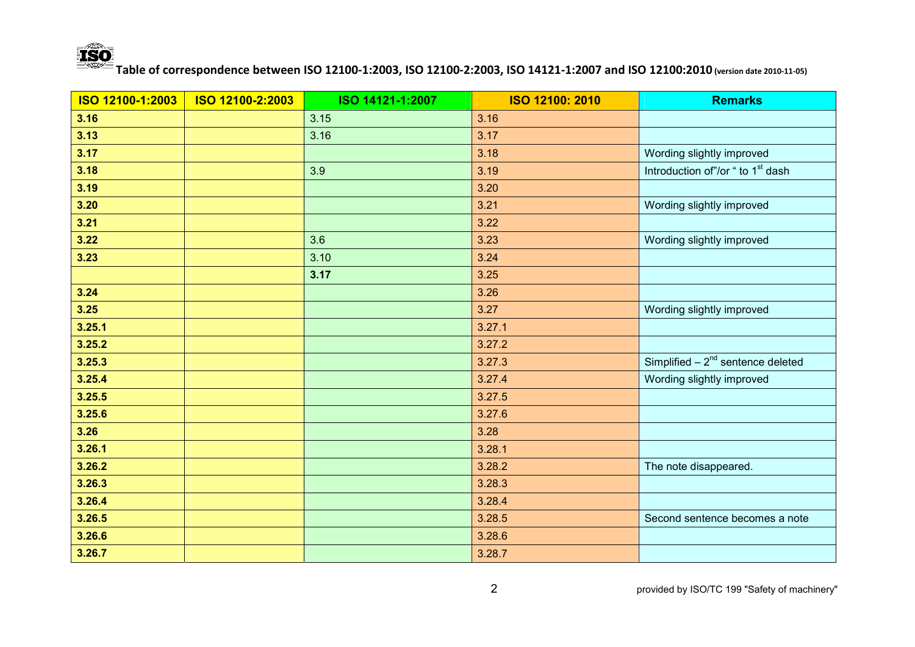**Table of correspondence between ISO 12100-1:2003, ISO 12100-2:2003, ISO 14121-1:2007 and ISO 12100:2010** (version date 2010-11-05)

| ISO 12100-1:2003 | ISO 12100-2:2003 | ISO 14121-1:2007 | ISO 12100: 2010 | Remarks |
|---|---|---|---|---|
| **3.16** | | 3.15 | 3.16 | |
| **3.13** | | 3.16 | 3.17 | |
| **3.17** | | | 3.18 | Wording slightly improved |
| **3.18** | | 3.9 | 3.19 | Introduction of"/or " to 1st dash |
| **3.19** | | | 3.20 | |
| **3.20** | | | 3.21 | Wording slightly improved |
| **3.21** | | | 3.22 | |
| **3.22** | | 3.6 | 3.23 | Wording slightly improved |
| **3.23** | | 3.10 | 3.24 | |
| | | **3.17** | 3.25 | |
| **3.24** | | | 3.26 | |
| **3.25** | | | 3.27 | Wording slightly improved |
| **3.25.1** | | | 3.27.1 | |
| **3.25.2** | | | 3.27.2 | |
| **3.25.3** | | | 3.27.3 | Simplified – 2nd sentence deleted |
| **3.25.4** | | | 3.27.4 | Wording slightly improved |
| **3.25.5** | | | 3.27.5 | |
| **3.25.6** | | | 3.27.6 | |
| **3.26** | | | 3.28 | |
| **3.26.1** | | | 3.28.1 | |
| **3.26.2** | | | 3.28.2 | The note disappeared. |
| **3.26.3** | | | 3.28.3 | |
| **3.26.4** | | | 3.28.4 | |
| **3.26.5** | | | 3.28.5 | Second sentence becomes a note |
| **3.26.6** | | | 3.28.6 | |
| **3.26.7** | | | 3.28.7 | |

provided by ISO/TC 199 "Safety of machinery"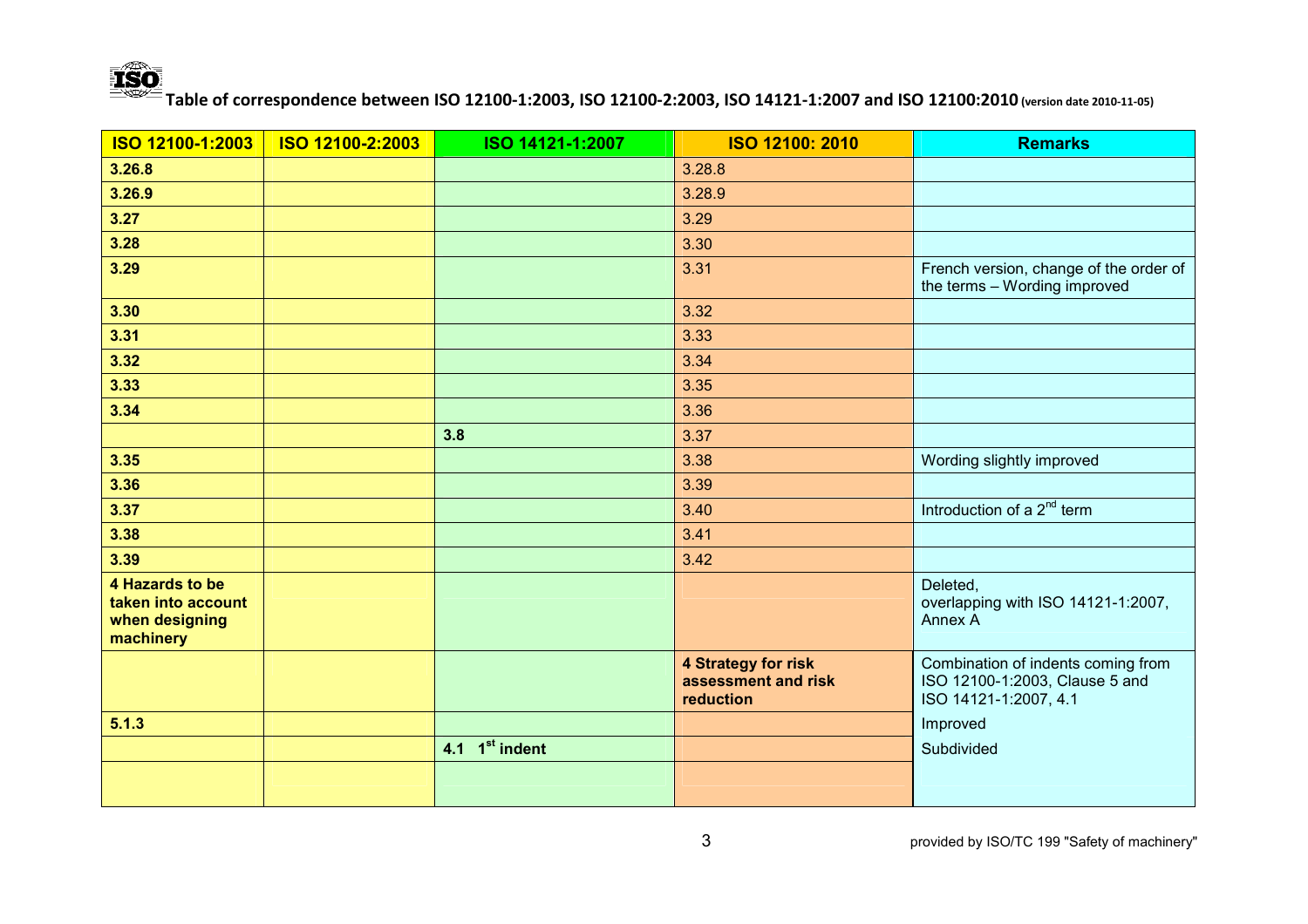**Table of correspondence between ISO 12100-1:2003, ISO 12100-2:2003, ISO 14121-1:2007 and ISO 12100:2010** (version date 2010-11-05)

| ISO 12100-1:2003 | ISO 12100-2:2003 | ISO 14121-1:2007 | ISO 12100: 2010 | Remarks |
|---|---|---|---|---|
| **3.26.8** | | | 3.28.8 | |
| **3.26.9** | | | 3.28.9 | |
| **3.27** | | | 3.29 | |
| **3.28** | | | 3.30 | |
| **3.29** | | | 3.31 | French version, change of the order of the terms – Wording improved |
| **3.30** | | | 3.32 | |
| **3.31** | | | 3.33 | |
| **3.32** | | | 3.34 | |
| **3.33** | | | 3.35 | |
| **3.34** | | | 3.36 | |
| | | **3.8** | 3.37 | |
| **3.35** | | | 3.38 | Wording slightly improved |
| **3.36** | | | 3.39 | |
| **3.37** | | | 3.40 | Introduction of a 2nd term |
| **3.38** | | | 3.41 | |
| **3.39** | | | 3.42 | |
| **4 Hazards to be taken into account when designing machinery** | | | | Deleted, overlapping with ISO 14121-1:2007, Annex A |
| | | | **4 Strategy for risk assessment and risk reduction** | Combination of indents coming from ISO 12100-1:2003, Clause 5 and ISO 14121-1:2007, 4.1 |
| **5.1.3** | | | | Improved |
| | | **4.1 1st indent** | | Subdivided |
| | | | | |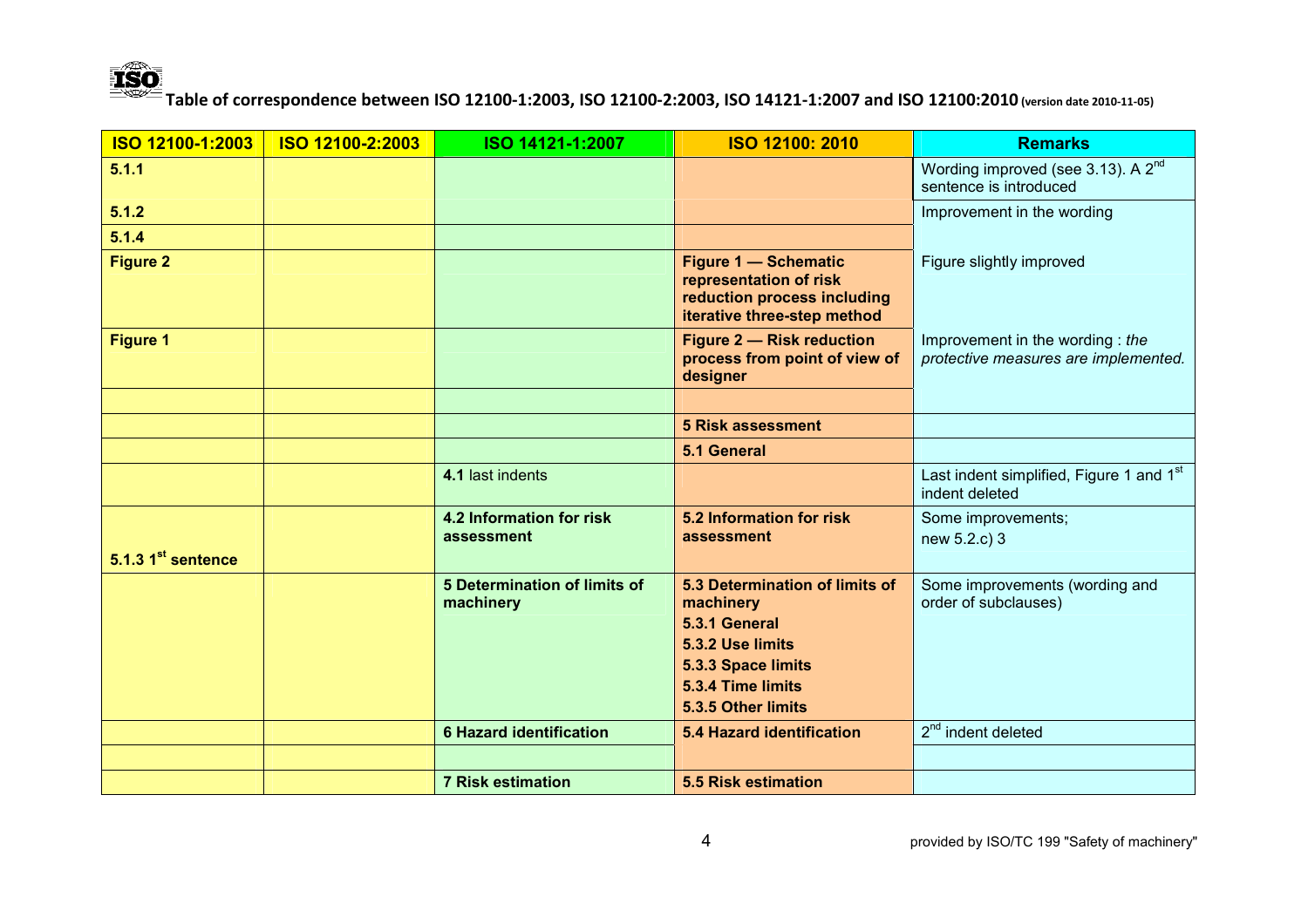**Table of correspondence between ISO 12100-1:2003, ISO 12100-2:2003, ISO 14121-1:2007 and ISO 12100:2010** (version date 2010-11-05)

| ISO 12100-1:2003 | ISO 12100-2:2003 | ISO 14121-1:2007 | ISO 12100: 2010 | Remarks |
|---|---|---|---|---|
| **5.1.1** | | | | Wording improved (see 3.13). A 2nd sentence is introduced |
| **5.1.2** | | | | Improvement in the wording |
| **5.1.4** | | | | |
| **Figure 2** | | | **Figure 1 — Schematic representation of risk reduction process including iterative three-step method** | Figure slightly improved |
| **Figure 1** | | | **Figure 2 — Risk reduction process from point of view of designer** | Improvement in the wording : *the protective measures are implemented.* |
| | | | | |
| | | | **5 Risk assessment** | |
| | | | **5.1 General** | |
| | | **4.1** last indents | | Last indent simplified, Figure 1 and 1st indent deleted |
| **5.1.3 1st sentence** | | **4.2 Information for risk assessment** | **5.2 Information for risk assessment** | Some improvements; new 5.2.c) 3 |
| | | **5 Determination of limits of machinery** | **5.3 Determination of limits of machinery**<br>**5.3.1 General**<br>**5.3.2 Use limits**<br>**5.3.3 Space limits**<br>**5.3.4 Time limits**<br>**5.3.5 Other limits** | Some improvements (wording and order of subclauses) |
| | | **6 Hazard identification** | **5.4 Hazard identification** | 2nd indent deleted |
| | | | | |
| | | **7 Risk estimation** | **5.5 Risk estimation** | |

provided by ISO/TC 199 "Safety of machinery"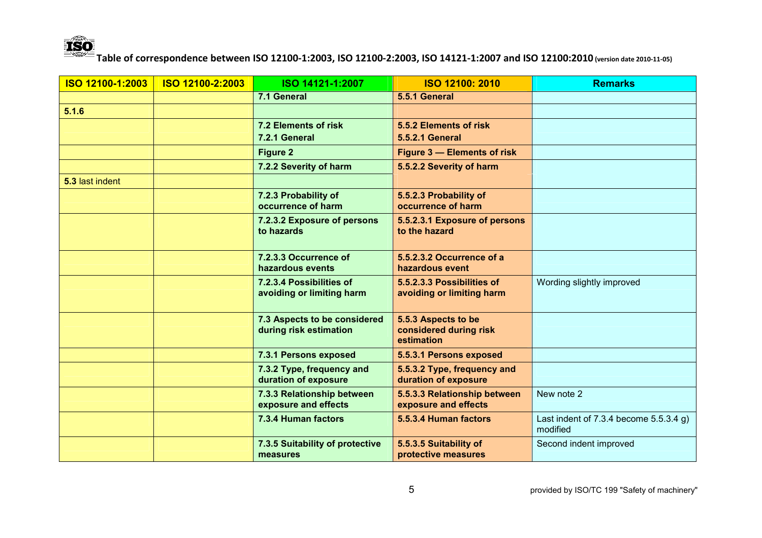**Table of correspondence between ISO 12100-1:2003, ISO 12100-2:2003, ISO 14121-1:2007 and ISO 12100:2010** (version date 2010-11-05)

| ISO 12100-1:2003 | ISO 12100-2:2003 | ISO 14121-1:2007 | ISO 12100: 2010 | Remarks |
|---|---|---|---|---|
| | | **7.1 General** | **5.5.1 General** | |
| **5.1.6** | | | | |
| | | **7.2 Elements of risk**<br>**7.2.1 General** | **5.5.2 Elements of risk**<br>**5.5.2.1 General** | |
| | | **Figure 2** | **Figure 3 — Elements of risk** | |
| | | **7.2.2 Severity of harm** | **5.5.2.2 Severity of harm** | |
| **5.3** last indent | | | | |
| | | **7.2.3 Probability of occurrence of harm** | **5.5.2.3 Probability of occurrence of harm** | |
| | | **7.2.3.2 Exposure of persons to hazards** | **5.5.2.3.1 Exposure of persons to the hazard** | |
| | | **7.2.3.3 Occurrence of hazardous events** | **5.5.2.3.2 Occurrence of a hazardous event** | |
| | | **7.2.3.4 Possibilities of avoiding or limiting harm** | **5.5.2.3.3 Possibilities of avoiding or limiting harm** | Wording slightly improved |
| | | **7.3 Aspects to be considered during risk estimation** | **5.5.3 Aspects to be considered during risk estimation** | |
| | | **7.3.1 Persons exposed** | **5.5.3.1 Persons exposed** | |
| | | **7.3.2 Type, frequency and duration of exposure** | **5.5.3.2 Type, frequency and duration of exposure** | |
| | | **7.3.3 Relationship between exposure and effects** | **5.5.3.3 Relationship between exposure and effects** | New note 2 |
| | | **7.3.4 Human factors** | **5.5.3.4 Human factors** | Last indent of 7.3.4 become 5.5.3.4 g) modified |
| | | **7.3.5 Suitability of protective measures** | **5.5.3.5 Suitability of protective measures** | Second indent improved |

provided by ISO/TC 199 "Safety of machinery"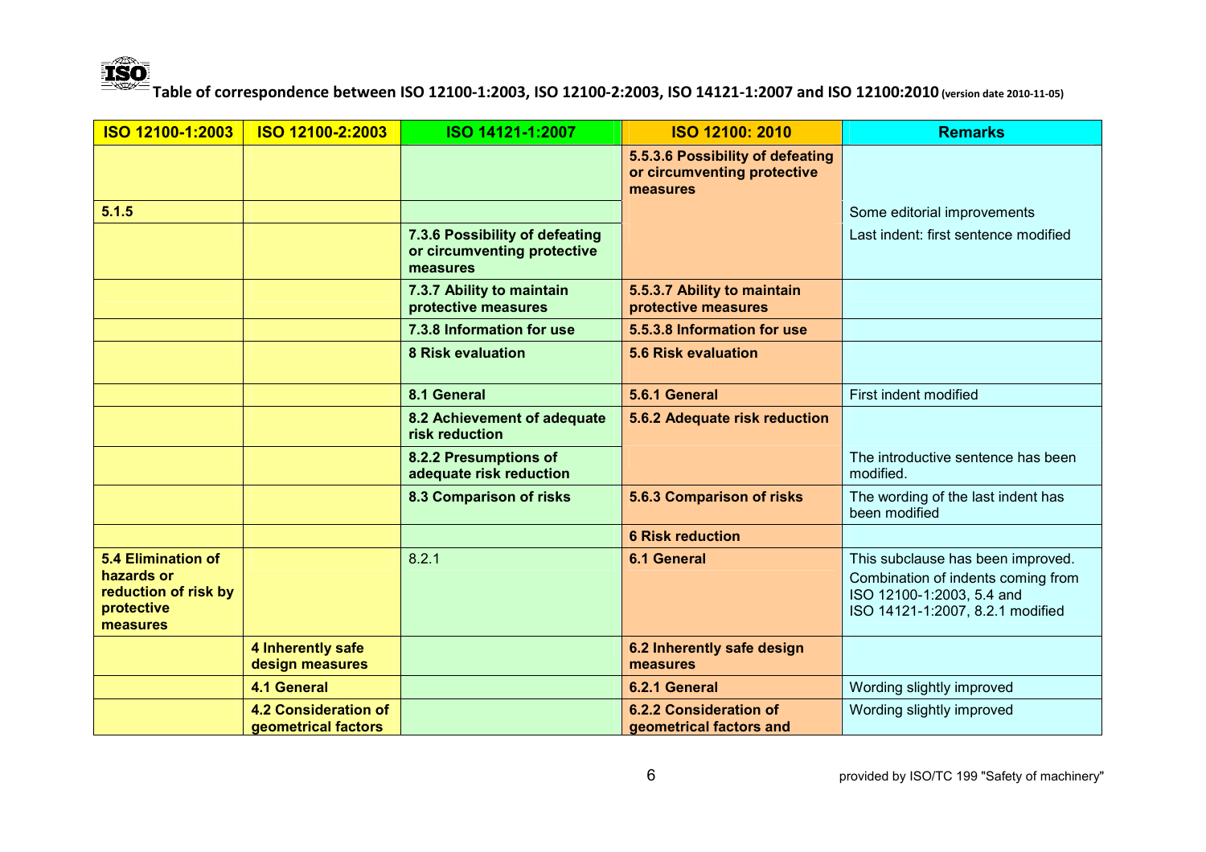**Table of correspondence between ISO 12100-1:2003, ISO 12100-2:2003, ISO 14121-1:2007 and ISO 12100:2010** (version date 2010-11-05)

| ISO 12100-1:2003 | ISO 12100-2:2003 | ISO 14121-1:2007 | ISO 12100: 2010 | Remarks |
|---|---|---|---|---|
| | | | **5.5.3.6 Possibility of defeating or circumventing protective measures** | |
| **5.1.5** | | | | Some editorial improvements |
| | | **7.3.6 Possibility of defeating or circumventing protective measures** | | Last indent: first sentence modified |
| | | **7.3.7 Ability to maintain protective measures** | **5.5.3.7 Ability to maintain protective measures** | |
| | | **7.3.8 Information for use** | **5.5.3.8 Information for use** | |
| | | **8 Risk evaluation** | **5.6 Risk evaluation** | |
| | | **8.1 General** | **5.6.1 General** | First indent modified |
| | | **8.2 Achievement of adequate risk reduction** | **5.6.2 Adequate risk reduction** | |
| | | **8.2.2 Presumptions of adequate risk reduction** | | The introductive sentence has been modified. |
| | | **8.3 Comparison of risks** | **5.6.3 Comparison of risks** | The wording of the last indent has been modified |
| | | | **6 Risk reduction** | |
| **5.4 Elimination of hazards or reduction of risk by protective measures** | | 8.2.1 | **6.1 General** | This subclause has been improved. Combination of indents coming from ISO 12100-1:2003, 5.4 and ISO 14121-1:2007, 8.2.1 modified |
| | **4 Inherently safe design measures** | | **6.2 Inherently safe design measures** | |
| | **4.1 General** | | **6.2.1 General** | Wording slightly improved |
| | **4.2 Consideration of geometrical factors** | | **6.2.2 Consideration of geometrical factors and** | Wording slightly improved |

provided by ISO/TC 199 "Safety of machinery"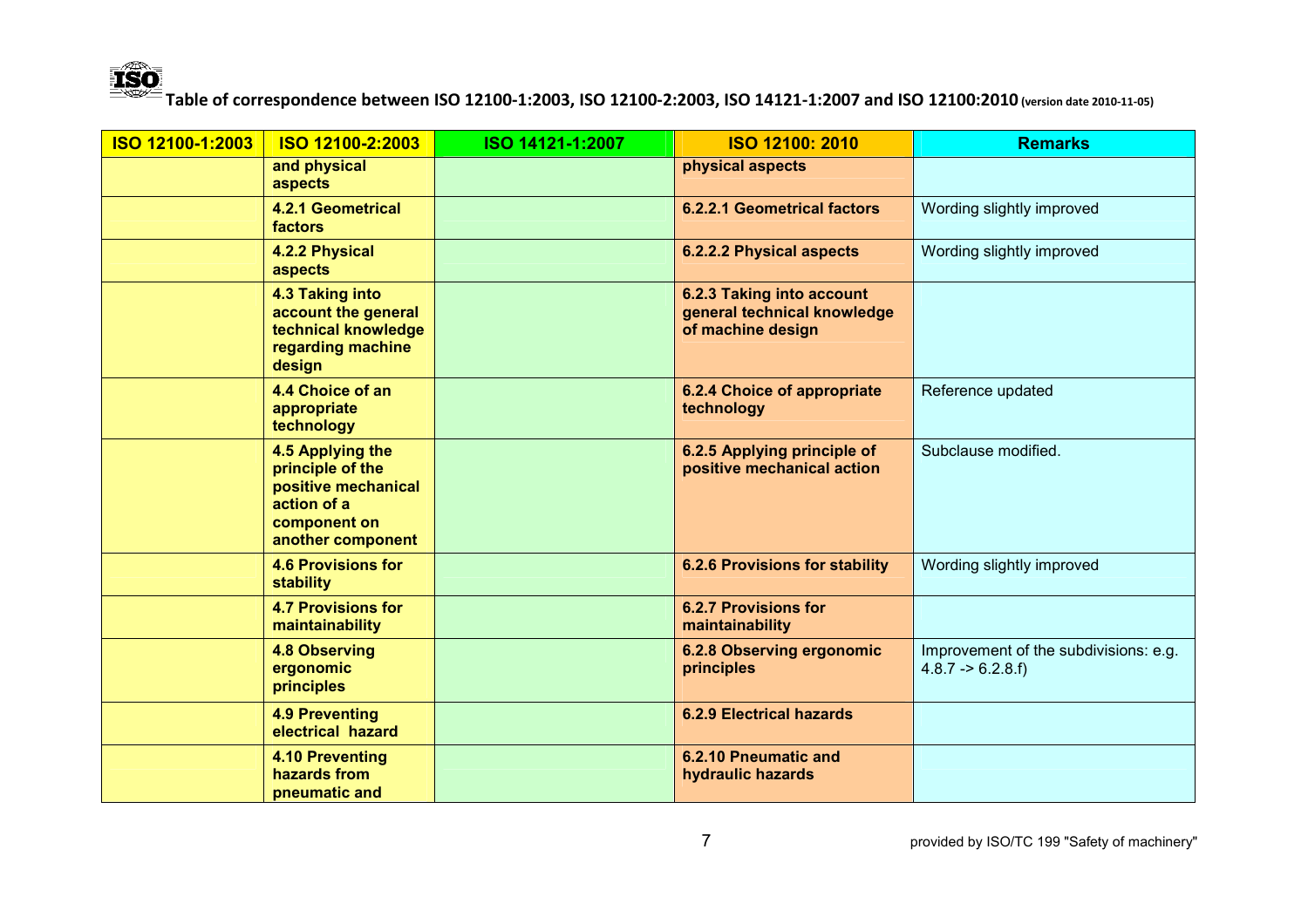**Table of correspondence between ISO 12100-1:2003, ISO 12100-2:2003, ISO 14121-1:2007 and ISO 12100:2010** (version date 2010-11-05)

| ISO 12100-1:2003 | ISO 12100-2:2003 | ISO 14121-1:2007 | ISO 12100: 2010 | Remarks |
|---|---|---|---|---|
| | **and physical aspects** | | **physical aspects** | |
| | **4.2.1 Geometrical factors** | | **6.2.2.1 Geometrical factors** | Wording slightly improved |
| | **4.2.2 Physical aspects** | | **6.2.2.2 Physical aspects** | Wording slightly improved |
| | **4.3 Taking into account the general technical knowledge regarding machine design** | | **6.2.3 Taking into account general technical knowledge of machine design** | |
| | **4.4 Choice of an appropriate technology** | | **6.2.4 Choice of appropriate technology** | Reference updated |
| | **4.5 Applying the principle of the positive mechanical action of a component on another component** | | **6.2.5 Applying principle of positive mechanical action** | Subclause modified. |
| | **4.6 Provisions for stability** | | **6.2.6 Provisions for stability** | Wording slightly improved |
| | **4.7 Provisions for maintainability** | | **6.2.7 Provisions for maintainability** | |
| | **4.8 Observing ergonomic principles** | | **6.2.8 Observing ergonomic principles** | Improvement of the subdivisions: e.g. 4.8.7 -> 6.2.8.f) |
| | **4.9 Preventing electrical hazard** | | **6.2.9 Electrical hazards** | |
| | **4.10 Preventing hazards from pneumatic and** | | **6.2.10 Pneumatic and hydraulic hazards** | |

provided by ISO/TC 199 "Safety of machinery"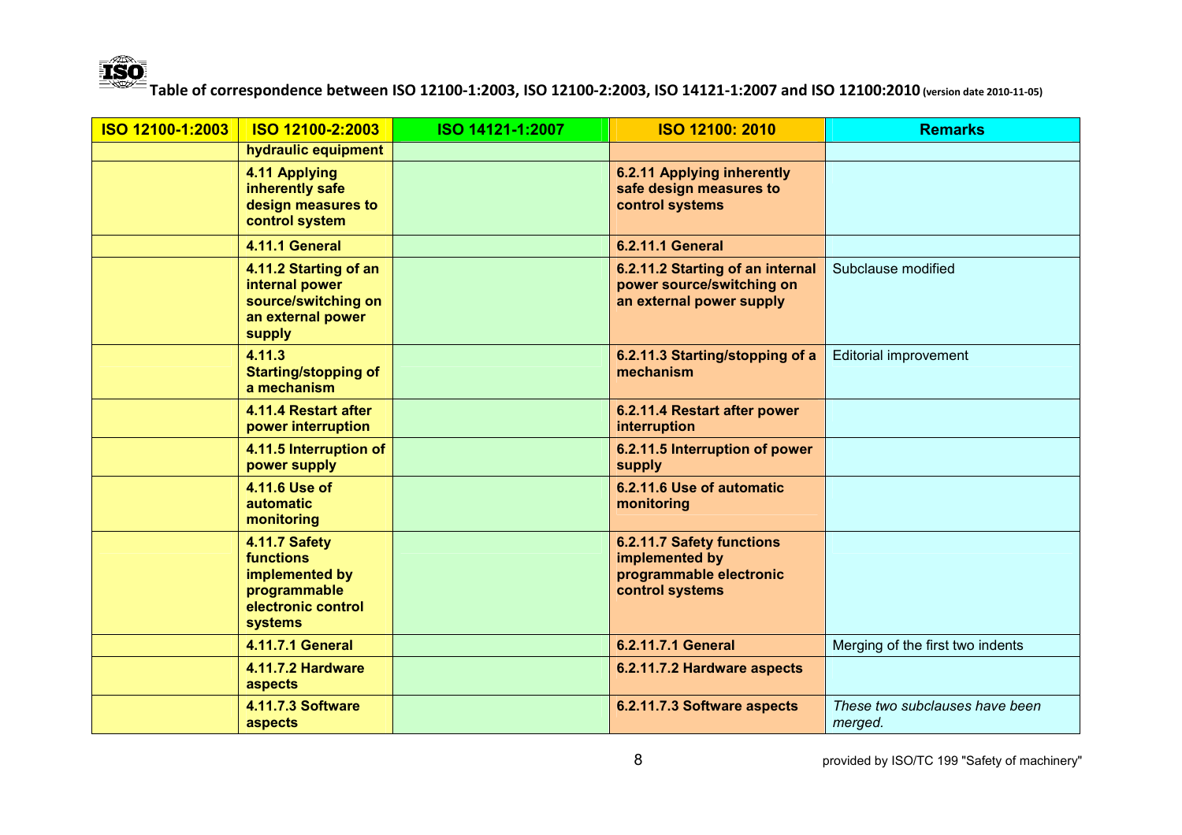**Table of correspondence between ISO 12100-1:2003, ISO 12100-2:2003, ISO 14121-1:2007 and ISO 12100:2010** (version date 2010-11-05)

| ISO 12100-1:2003 | ISO 12100-2:2003 | ISO 14121-1:2007 | ISO 12100: 2010 | Remarks |
|---|---|---|---|---|
| | **hydraulic equipment** | | | |
| | **4.11 Applying inherently safe design measures to control system** | | **6.2.11 Applying inherently safe design measures to control systems** | |
| | **4.11.1 General** | | **6.2.11.1 General** | |
| | **4.11.2 Starting of an internal power source/switching on an external power supply** | | **6.2.11.2 Starting of an internal power source/switching on an external power supply** | Subclause modified |
| | **4.11.3 Starting/stopping of a mechanism** | | **6.2.11.3 Starting/stopping of a mechanism** | Editorial improvement |
| | **4.11.4 Restart after power interruption** | | **6.2.11.4 Restart after power interruption** | |
| | **4.11.5 Interruption of power supply** | | **6.2.11.5 Interruption of power supply** | |
| | **4.11.6 Use of automatic monitoring** | | **6.2.11.6 Use of automatic monitoring** | |
| | **4.11.7 Safety functions implemented by programmable electronic control systems** | | **6.2.11.7 Safety functions implemented by programmable electronic control systems** | |
| | **4.11.7.1 General** | | **6.2.11.7.1 General** | Merging of the first two indents |
| | **4.11.7.2 Hardware aspects** | | **6.2.11.7.2 Hardware aspects** | |
| | **4.11.7.3 Software aspects** | | **6.2.11.7.3 Software aspects** | *These two subclauses have been merged.* |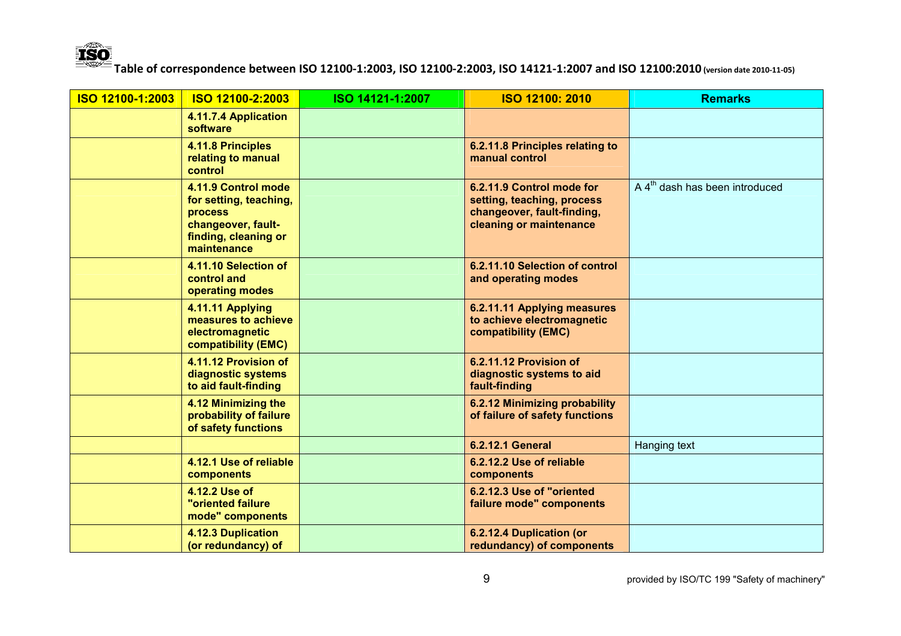**Table of correspondence between ISO 12100-1:2003, ISO 12100-2:2003, ISO 14121-1:2007 and ISO 12100:2010** (version date 2010-11-05)

| ISO 12100-1:2003 | ISO 12100-2:2003 | ISO 14121-1:2007 | ISO 12100: 2010 | Remarks |
|---|---|---|---|---|
| | **4.11.7.4 Application software** | | | |
| | **4.11.8 Principles relating to manual control** | | **6.2.11.8 Principles relating to manual control** | |
| | **4.11.9 Control mode for setting, teaching, process changeover, fault-finding, cleaning or maintenance** | | **6.2.11.9 Control mode for setting, teaching, process changeover, fault-finding, cleaning or maintenance** | A 4th dash has been introduced |
| | **4.11.10 Selection of control and operating modes** | | **6.2.11.10 Selection of control and operating modes** | |
| | **4.11.11 Applying measures to achieve electromagnetic compatibility (EMC)** | | **6.2.11.11 Applying measures to achieve electromagnetic compatibility (EMC)** | |
| | **4.11.12 Provision of diagnostic systems to aid fault-finding** | | **6.2.11.12 Provision of diagnostic systems to aid fault-finding** | |
| | **4.12 Minimizing the probability of failure of safety functions** | | **6.2.12 Minimizing probability of failure of safety functions** | |
| | | | **6.2.12.1 General** | Hanging text |
| | **4.12.1 Use of reliable components** | | **6.2.12.2 Use of reliable components** | |
| | **4.12.2 Use of "oriented failure mode" components** | | **6.2.12.3 Use of "oriented failure mode" components** | |
| | **4.12.3 Duplication (or redundancy) of** | | **6.2.12.4 Duplication (or redundancy) of components** | |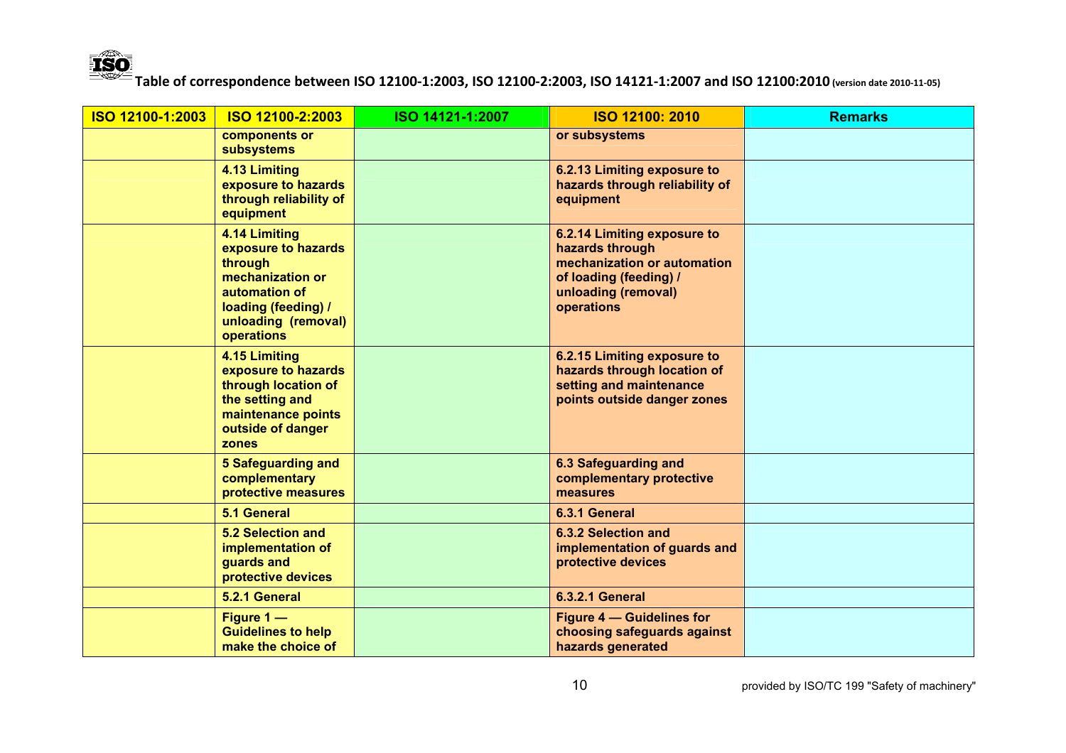**Table of correspondence between ISO 12100-1:2003, ISO 12100-2:2003, ISO 14121-1:2007 and ISO 12100:2010** (version date 2010-11-05)

| ISO 12100-1:2003 | ISO 12100-2:2003 | ISO 14121-1:2007 | ISO 12100: 2010 | Remarks |
|---|---|---|---|---|
| | **components or subsystems** | | **or subsystems** | |
| | **4.13 Limiting exposure to hazards through reliability of equipment** | | **6.2.13 Limiting exposure to hazards through reliability of equipment** | |
| | **4.14 Limiting exposure to hazards through mechanization or automation of loading (feeding) / unloading (removal) operations** | | **6.2.14 Limiting exposure to hazards through mechanization or automation of loading (feeding) / unloading (removal) operations** | |
| | **4.15 Limiting exposure to hazards through location of the setting and maintenance points outside of danger zones** | | **6.2.15 Limiting exposure to hazards through location of setting and maintenance points outside danger zones** | |
| | **5 Safeguarding and complementary protective measures** | | **6.3 Safeguarding and complementary protective measures** | |
| | **5.1 General** | | **6.3.1 General** | |
| | **5.2 Selection and implementation of guards and protective devices** | | **6.3.2 Selection and implementation of guards and protective devices** | |
| | **5.2.1 General** | | **6.3.2.1 General** | |
| | **Figure 1 — Guidelines to help make the choice of** | | **Figure 4 — Guidelines for choosing safeguards against hazards generated** | |

provided by ISO/TC 199 "Safety of machinery"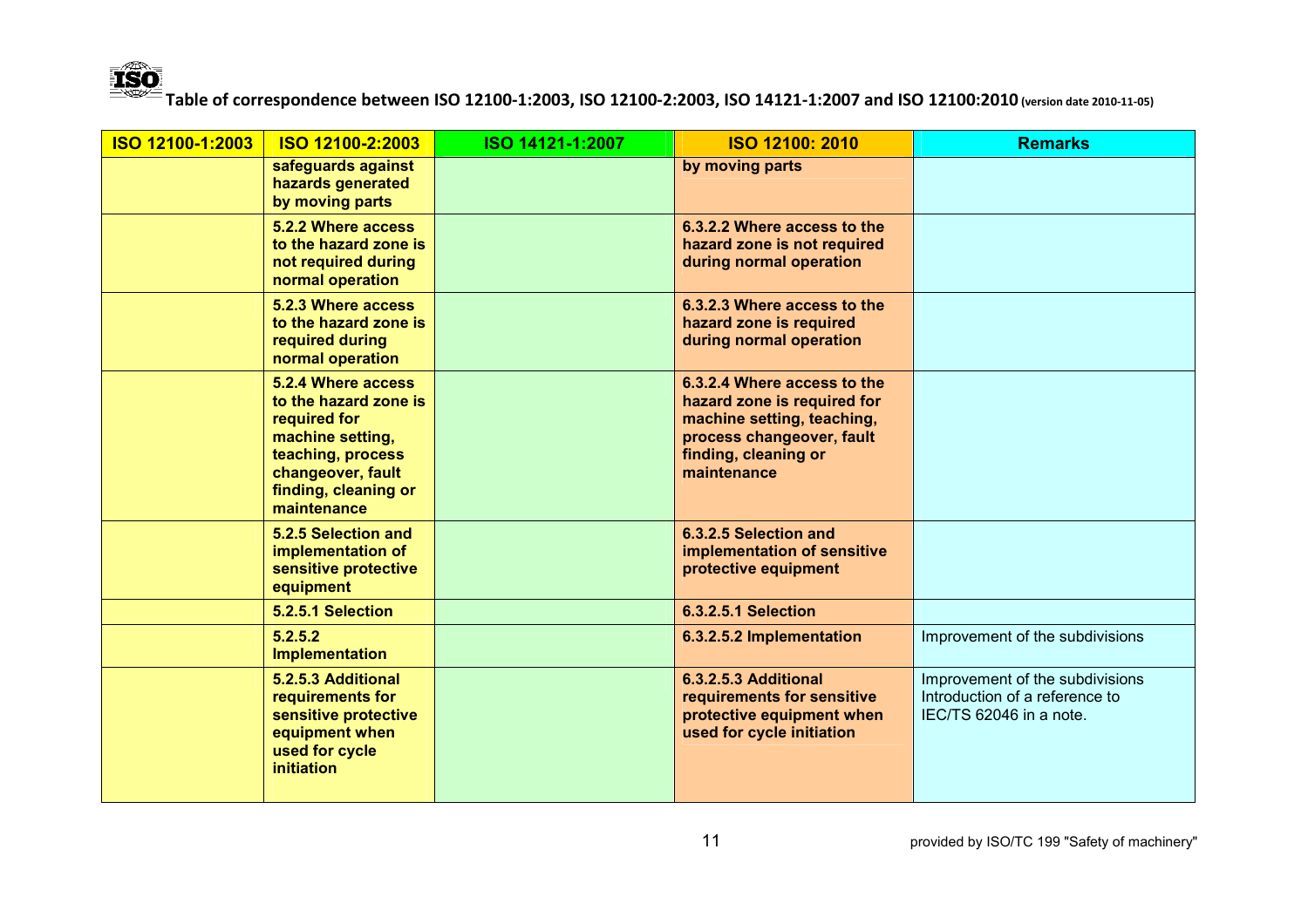**Table of correspondence between ISO 12100-1:2003, ISO 12100-2:2003, ISO 14121-1:2007 and ISO 12100:2010** (version date 2010-11-05)

| ISO 12100-1:2003 | ISO 12100-2:2003 | ISO 14121-1:2007 | ISO 12100: 2010 | Remarks |
|---|---|---|---|---|
| | **safeguards against hazards generated by moving parts** | | **by moving parts** | |
| | **5.2.2 Where access to the hazard zone is not required during normal operation** | | **6.3.2.2 Where access to the hazard zone is not required during normal operation** | |
| | **5.2.3 Where access to the hazard zone is required during normal operation** | | **6.3.2.3 Where access to the hazard zone is required during normal operation** | |
| | **5.2.4 Where access to the hazard zone is required for machine setting, teaching, process changeover, fault finding, cleaning or maintenance** | | **6.3.2.4 Where access to the hazard zone is required for machine setting, teaching, process changeover, fault finding, cleaning or maintenance** | |
| | **5.2.5 Selection and implementation of sensitive protective equipment** | | **6.3.2.5 Selection and implementation of sensitive protective equipment** | |
| | **5.2.5.1 Selection** | | **6.3.2.5.1 Selection** | |
| | **5.2.5.2 Implementation** | | **6.3.2.5.2 Implementation** | Improvement of the subdivisions |
| | **5.2.5.3 Additional requirements for sensitive protective equipment when used for cycle initiation** | | **6.3.2.5.3 Additional requirements for sensitive protective equipment when used for cycle initiation** | Improvement of the subdivisions Introduction of a reference to IEC/TS 62046 in a note. |

provided by ISO/TC 199 "Safety of machinery"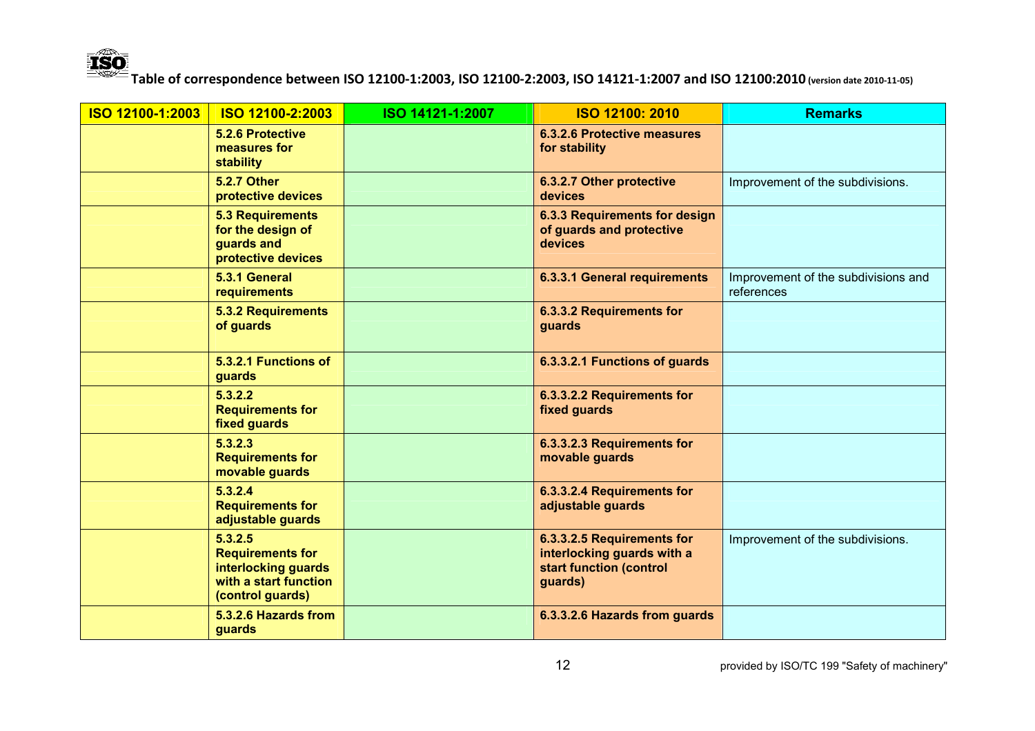**Table of correspondence between ISO 12100-1:2003, ISO 12100-2:2003, ISO 14121-1:2007 and ISO 12100:2010** (version date 2010-11-05)

| ISO 12100-1:2003 | ISO 12100-2:2003 | ISO 14121-1:2007 | ISO 12100: 2010 | Remarks |
|---|---|---|---|---|
| | **5.2.6 Protective measures for stability** | | **6.3.2.6 Protective measures for stability** | |
| | **5.2.7 Other protective devices** | | **6.3.2.7 Other protective devices** | Improvement of the subdivisions. |
| | **5.3 Requirements for the design of guards and protective devices** | | **6.3.3 Requirements for design of guards and protective devices** | |
| | **5.3.1 General requirements** | | **6.3.3.1 General requirements** | Improvement of the subdivisions and references |
| | **5.3.2 Requirements of guards** | | **6.3.3.2 Requirements for guards** | |
| | **5.3.2.1 Functions of guards** | | **6.3.3.2.1 Functions of guards** | |
| | **5.3.2.2 Requirements for fixed guards** | | **6.3.3.2.2 Requirements for fixed guards** | |
| | **5.3.2.3 Requirements for movable guards** | | **6.3.3.2.3 Requirements for movable guards** | |
| | **5.3.2.4 Requirements for adjustable guards** | | **6.3.3.2.4 Requirements for adjustable guards** | |
| | **5.3.2.5 Requirements for interlocking guards with a start function (control guards)** | | **6.3.3.2.5 Requirements for interlocking guards with a start function (control guards)** | Improvement of the subdivisions. |
| | **5.3.2.6 Hazards from guards** | | **6.3.3.2.6 Hazards from guards** | |

provided by ISO/TC 199 "Safety of machinery"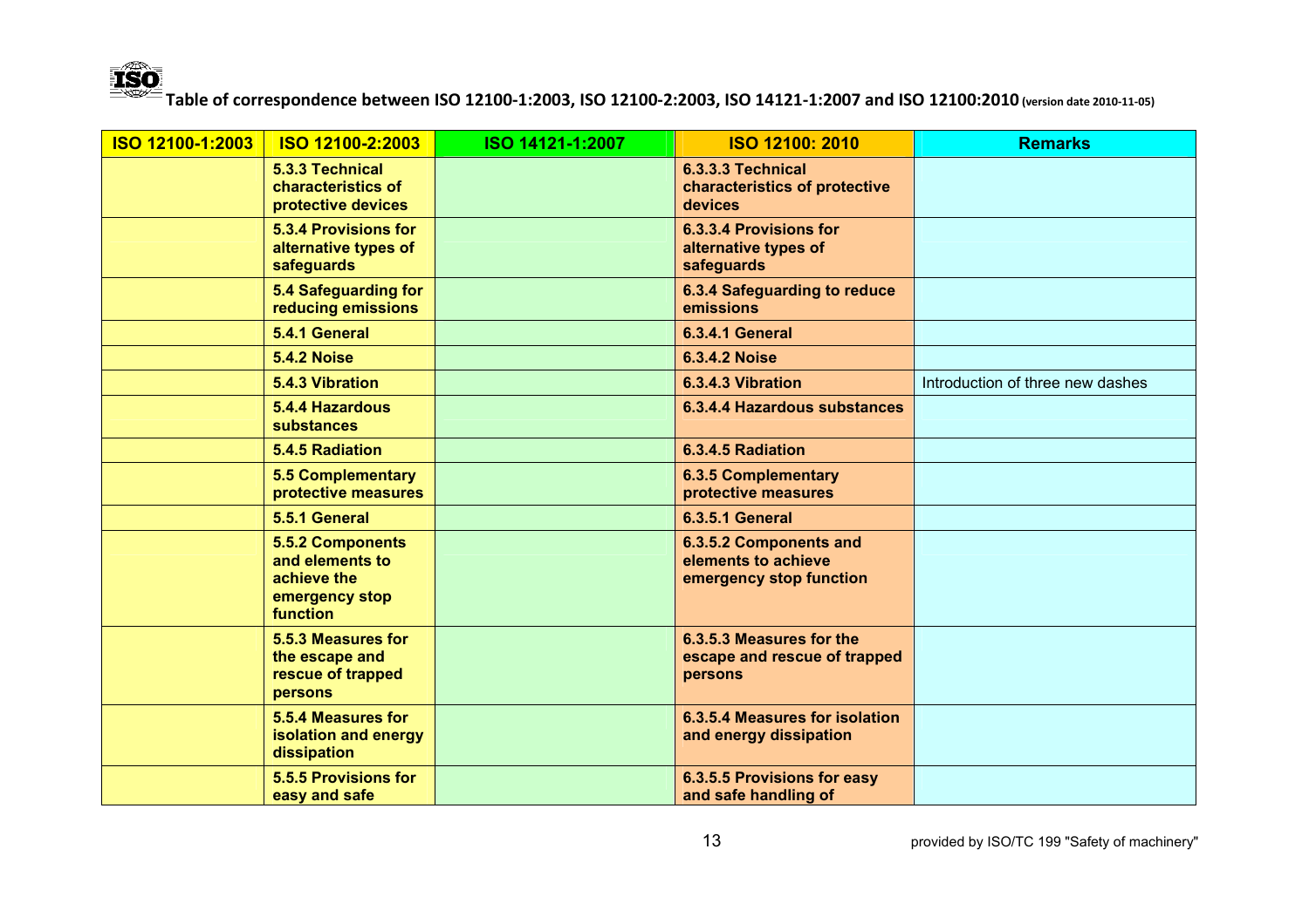**Table of correspondence between ISO 12100-1:2003, ISO 12100-2:2003, ISO 14121-1:2007 and ISO 12100:2010** (version date 2010-11-05)

| ISO 12100-1:2003 | ISO 12100-2:2003 | ISO 14121-1:2007 | ISO 12100: 2010 | Remarks |
|---|---|---|---|---|
| | **5.3.3 Technical characteristics of protective devices** | | **6.3.3.3 Technical characteristics of protective devices** | |
| | **5.3.4 Provisions for alternative types of safeguards** | | **6.3.3.4 Provisions for alternative types of safeguards** | |
| | **5.4 Safeguarding for reducing emissions** | | **6.3.4 Safeguarding to reduce emissions** | |
| | **5.4.1 General** | | **6.3.4.1 General** | |
| | **5.4.2 Noise** | | **6.3.4.2 Noise** | |
| | **5.4.3 Vibration** | | **6.3.4.3 Vibration** | Introduction of three new dashes |
| | **5.4.4 Hazardous substances** | | **6.3.4.4 Hazardous substances** | |
| | **5.4.5 Radiation** | | **6.3.4.5 Radiation** | |
| | **5.5 Complementary protective measures** | | **6.3.5 Complementary protective measures** | |
| | **5.5.1 General** | | **6.3.5.1 General** | |
| | **5.5.2 Components and elements to achieve the emergency stop function** | | **6.3.5.2 Components and elements to achieve emergency stop function** | |
| | **5.5.3 Measures for the escape and rescue of trapped persons** | | **6.3.5.3 Measures for the escape and rescue of trapped persons** | |
| | **5.5.4 Measures for isolation and energy dissipation** | | **6.3.5.4 Measures for isolation and energy dissipation** | |
| | **5.5.5 Provisions for easy and safe** | | **6.3.5.5 Provisions for easy and safe handling of** | |

provided by ISO/TC 199 "Safety of machinery"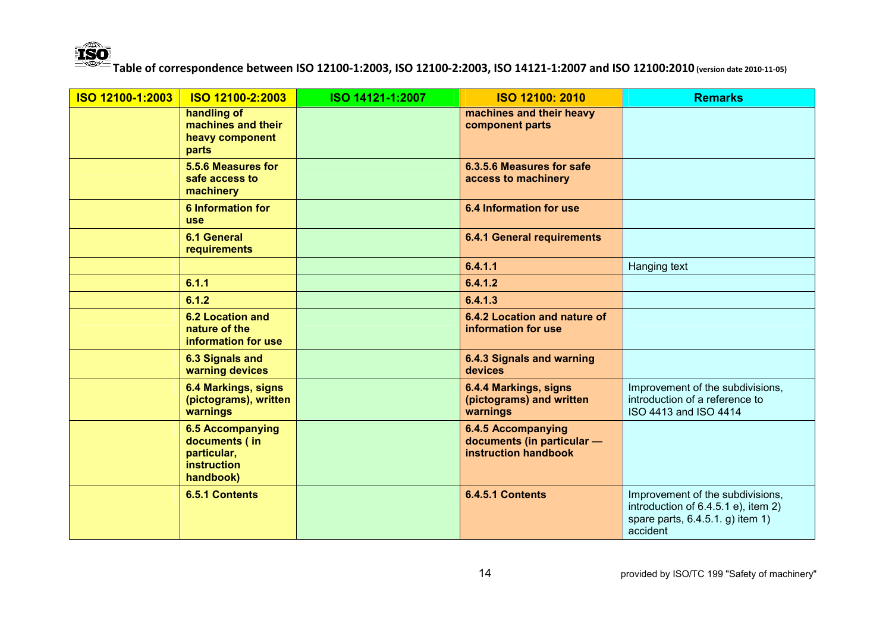**Table of correspondence between ISO 12100-1:2003, ISO 12100-2:2003, ISO 14121-1:2007 and ISO 12100:2010** (version date 2010-11-05)

| ISO 12100-1:2003 | ISO 12100-2:2003 | ISO 14121-1:2007 | ISO 12100: 2010 | Remarks |
|---|---|---|---|---|
| | **handling of machines and their heavy component parts** | | **machines and their heavy component parts** | |
| | **5.5.6 Measures for safe access to machinery** | | **6.3.5.6 Measures for safe access to machinery** | |
| | **6 Information for use** | | **6.4 Information for use** | |
| | **6.1 General requirements** | | **6.4.1 General requirements** | |
| | | | **6.4.1.1** | Hanging text |
| | **6.1.1** | | **6.4.1.2** | |
| | **6.1.2** | | **6.4.1.3** | |
| | **6.2 Location and nature of the information for use** | | **6.4.2 Location and nature of information for use** | |
| | **6.3 Signals and warning devices** | | **6.4.3 Signals and warning devices** | |
| | **6.4 Markings, signs (pictograms), written warnings** | | **6.4.4 Markings, signs (pictograms) and written warnings** | Improvement of the subdivisions, introduction of a reference to ISO 4413 and ISO 4414 |
| | **6.5 Accompanying documents ( in particular, instruction handbook)** | | **6.4.5 Accompanying documents (in particular — instruction handbook** | |
| | **6.5.1 Contents** | | **6.4.5.1 Contents** | Improvement of the subdivisions, introduction of 6.4.5.1 e), item 2) spare parts, 6.4.5.1. g) item 1) accident |

provided by ISO/TC 199 "Safety of machinery"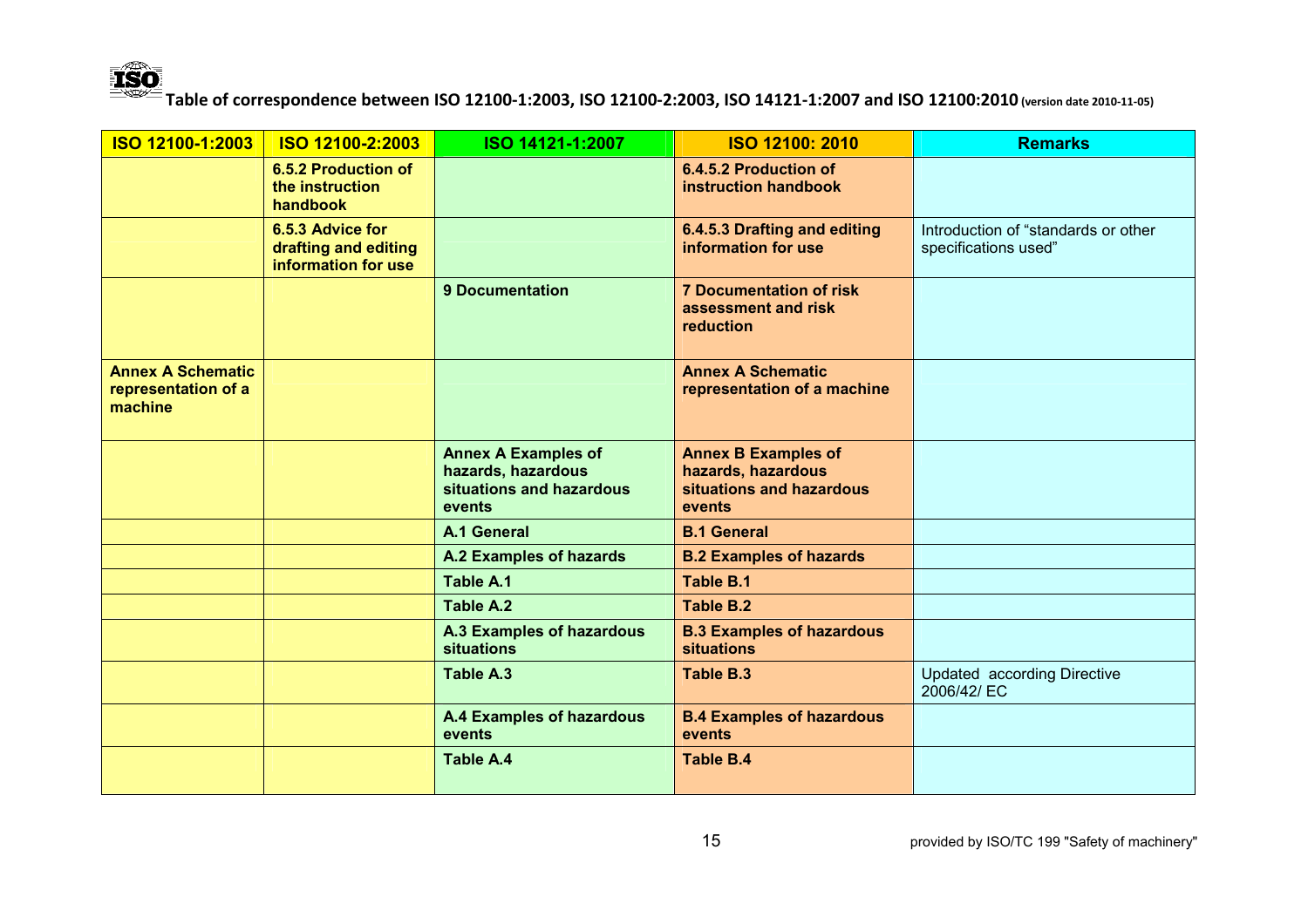Table of correspondence between ISO 12100-1:2003, ISO 12100-2:2003, ISO 14121-1:2007 and ISO 12100:2010 (version date 2010-11-05)

| ISO 12100-1:2003 | ISO 12100-2:2003 | ISO 14121-1:2007 | ISO 12100: 2010 | Remarks |
|---|---|---|---|---|
| | **6.5.2 Production of the instruction handbook** | | **6.4.5.2 Production of instruction handbook** | |
| | **6.5.3 Advice for drafting and editing information for use** | | **6.4.5.3 Drafting and editing information for use** | Introduction of “standards or other specifications used” |
| | | **9 Documentation** | **7 Documentation of risk assessment and risk reduction** | |
| **Annex A Schematic representation of a machine** | | | **Annex A Schematic representation of a machine** | |
| | | **Annex A Examples of hazards, hazardous situations and hazardous events** | **Annex B Examples of hazards, hazardous situations and hazardous events** | |
| | | **A.1 General** | **B.1 General** | |
| | | **A.2 Examples of hazards** | **B.2 Examples of hazards** | |
| | | **Table A.1** | **Table B.1** | |
| | | **Table A.2** | **Table B.2** | |
| | | **A.3 Examples of hazardous situations** | **B.3 Examples of hazardous situations** | |
| | | **Table A.3** | **Table B.3** | Updated according Directive 2006/42/ EC |
| | | **A.4 Examples of hazardous events** | **B.4 Examples of hazardous events** | |
| | | **Table A.4** | **Table B.4** | |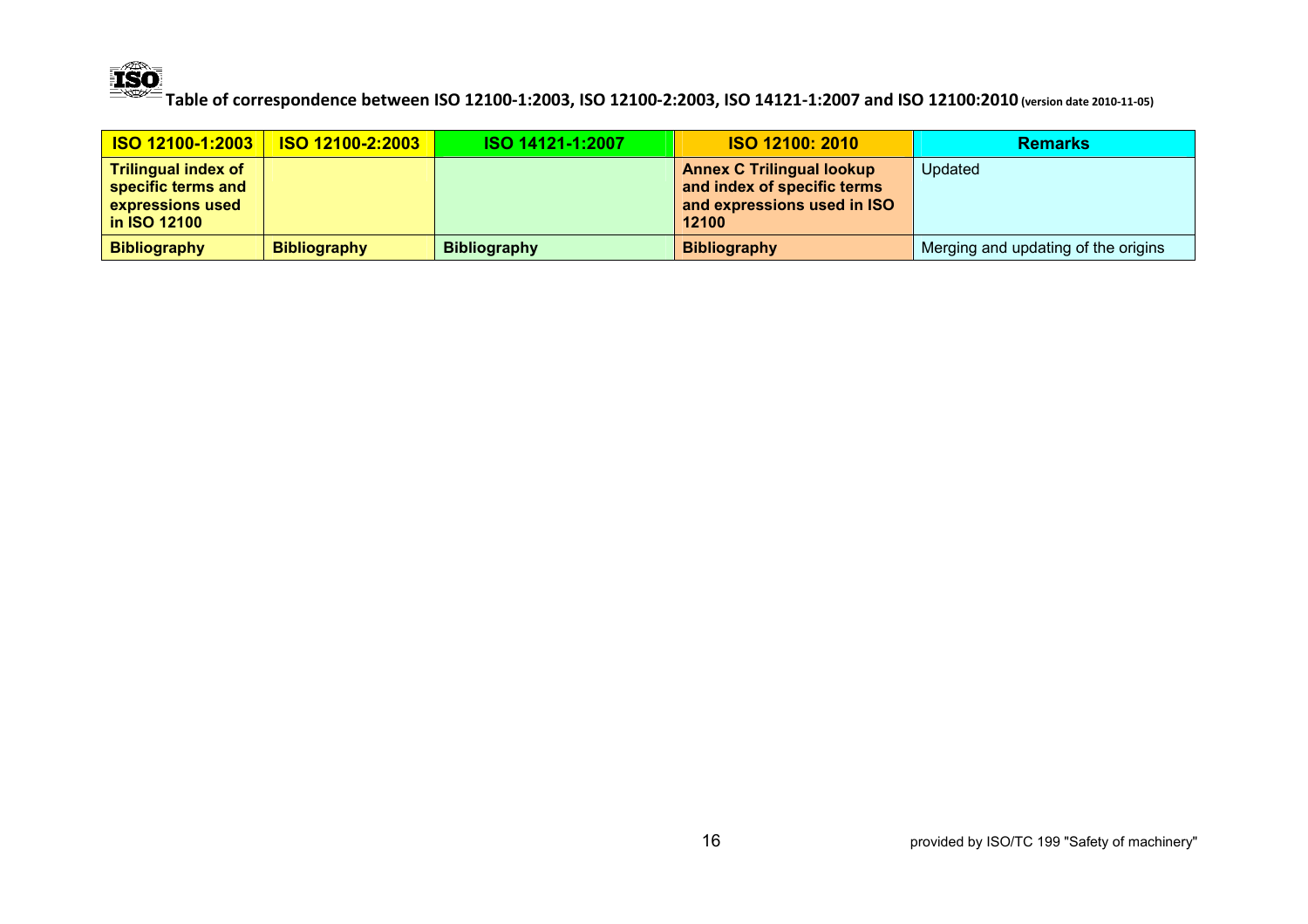**Table of correspondence between ISO 12100-1:2003, ISO 12100-2:2003, ISO 14121-1:2007 and ISO 12100:2010** (version date 2010-11-05)

| ISO 12100-1:2003 | ISO 12100-2:2003 | ISO 14121-1:2007 | ISO 12100: 2010 | Remarks |
|---|---|---|---|---|
| **Trilingual index of specific terms and expressions used in ISO 12100** | | | **Annex C Trilingual lookup and index of specific terms and expressions used in ISO 12100** | Updated |
| **Bibliography** | **Bibliography** | **Bibliography** | **Bibliography** | Merging and updating of the origins |

provided by ISO/TC 199 "Safety of machinery"